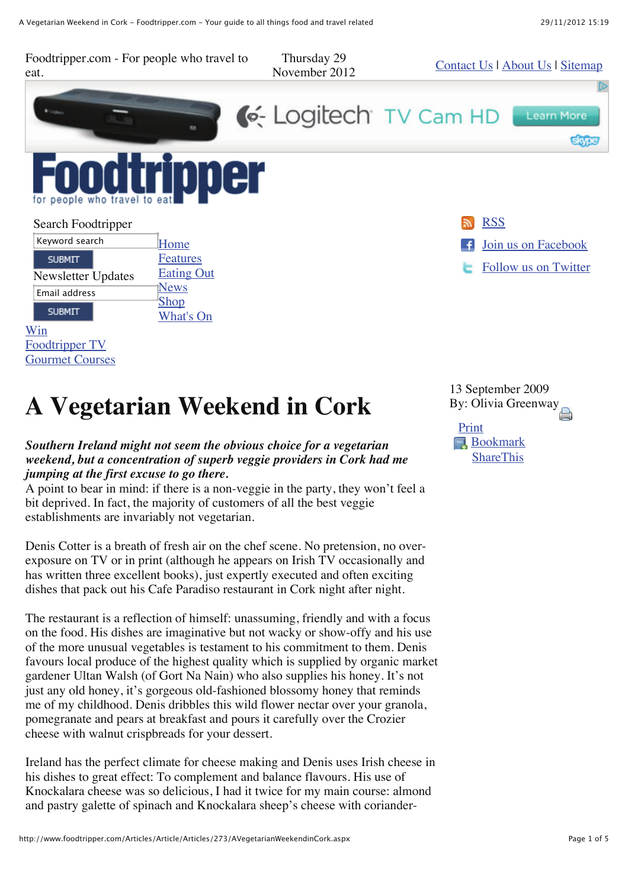Foodtripper.com - For people who travel to eat.

Thursday 29 November 2012

Contact Us | About Us | Sitemap

Search Foodtripper

Newsletter Updates

Home
Features
Eating Out
News
Shop
What's On
Win
Foodtripper TV
Gourmet Courses

RSS
Join us on Facebook
Follow us on Twitter

# A Vegetarian Weekend in Cork

13 September 2009
By: Olivia Greenway

Print
Bookmark
ShareThis

***Southern Ireland might not seem the obvious choice for a vegetarian weekend, but a concentration of superb veggie providers in Cork had me jumping at the first excuse to go there.***

A point to bear in mind: if there is a non-veggie in the party, they won't feel a bit deprived. In fact, the majority of customers of all the best veggie establishments are invariably not vegetarian.

Denis Cotter is a breath of fresh air on the chef scene. No pretension, no over-exposure on TV or in print (although he appears on Irish TV occasionally and has written three excellent books), just expertly executed and often exciting dishes that pack out his Cafe Paradiso restaurant in Cork night after night.

The restaurant is a reflection of himself: unassuming, friendly and with a focus on the food. His dishes are imaginative but not wacky or show-offy and his use of the more unusual vegetables is testament to his commitment to them. Denis favours local produce of the highest quality which is supplied by organic market gardener Ultan Walsh (of Gort Na Nain) who also supplies his honey. It's not just any old honey, it's gorgeous old-fashioned blossomy honey that reminds me of my childhood. Denis dribbles this wild flower nectar over your granola, pomegranate and pears at breakfast and pours it carefully over the Crozier cheese with walnut crispbreads for your dessert.

Ireland has the perfect climate for cheese making and Denis uses Irish cheese in his dishes to great effect: To complement and balance flavours. His use of Knockalara cheese was so delicious, I had it twice for my main course: almond and pastry galette of spinach and Knockalara sheep's cheese with coriander-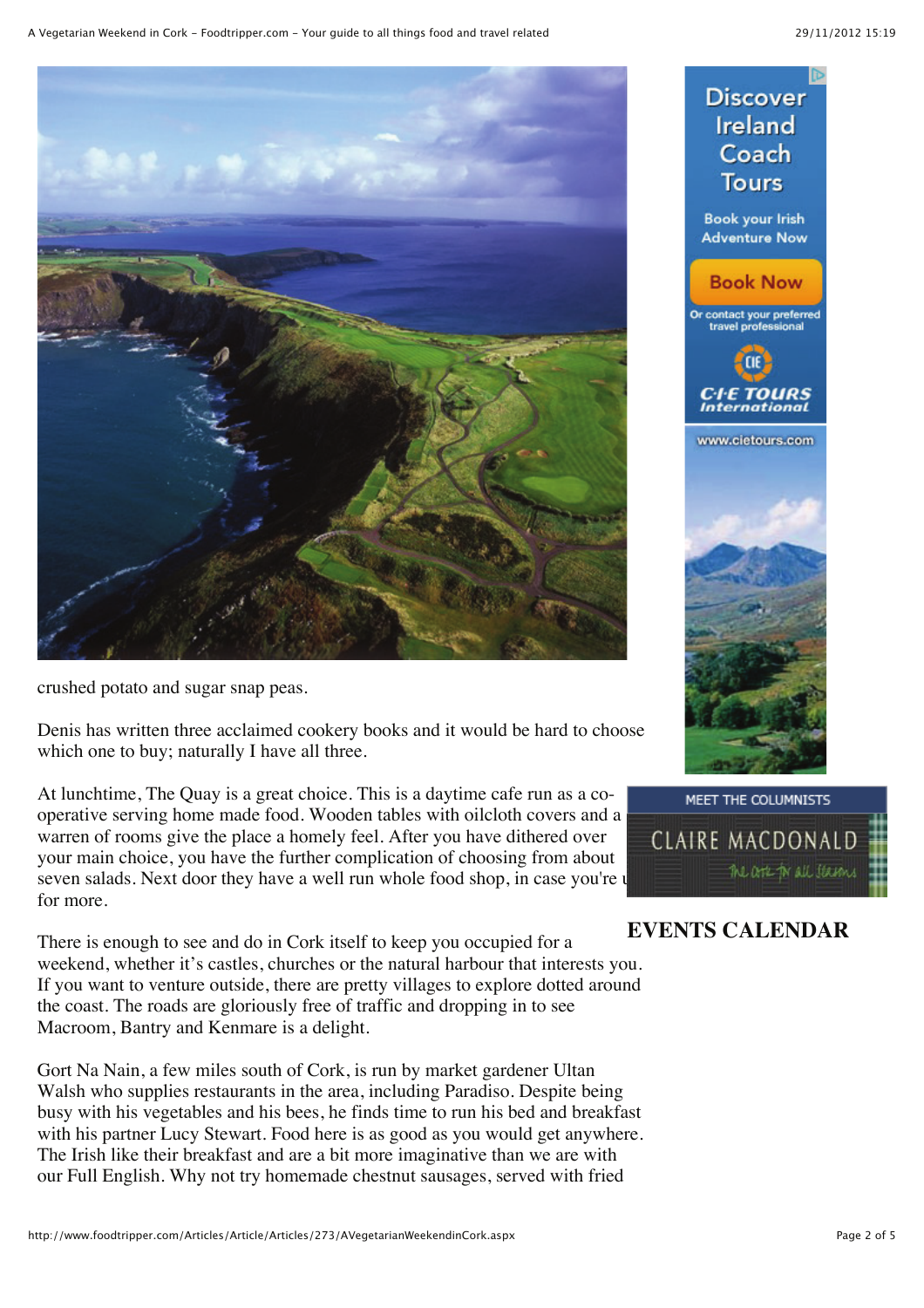crushed potato and sugar snap peas.

Denis has written three acclaimed cookery books and it would be hard to choose which one to buy; naturally I have all three.

At lunchtime, The Quay is a great choice. This is a daytime cafe run as a co-operative serving home made food. Wooden tables with oilcloth covers and a warren of rooms give the place a homely feel. After you have dithered over your main choice, you have the further complication of choosing from about seven salads. Next door they have a well run whole food shop, in case you're u for more.

There is enough to see and do in Cork itself to keep you occupied for a weekend, whether it's castles, churches or the natural harbour that interests you. If you want to venture outside, there are pretty villages to explore dotted around the coast. The roads are gloriously free of traffic and dropping in to see Macroom, Bantry and Kenmare is a delight.

Gort Na Nain, a few miles south of Cork, is run by market gardener Ultan Walsh who supplies restaurants in the area, including Paradiso. Despite being busy with his vegetables and his bees, he finds time to run his bed and breakfast with his partner Lucy Stewart. Food here is as good as you would get anywhere. The Irish like their breakfast and are a bit more imaginative than we are with our Full English. Why not try homemade chestnut sausages, served with fried

MEET THE COLUMNISTS

CLAIRE MACDONALD

## EVENTS CALENDAR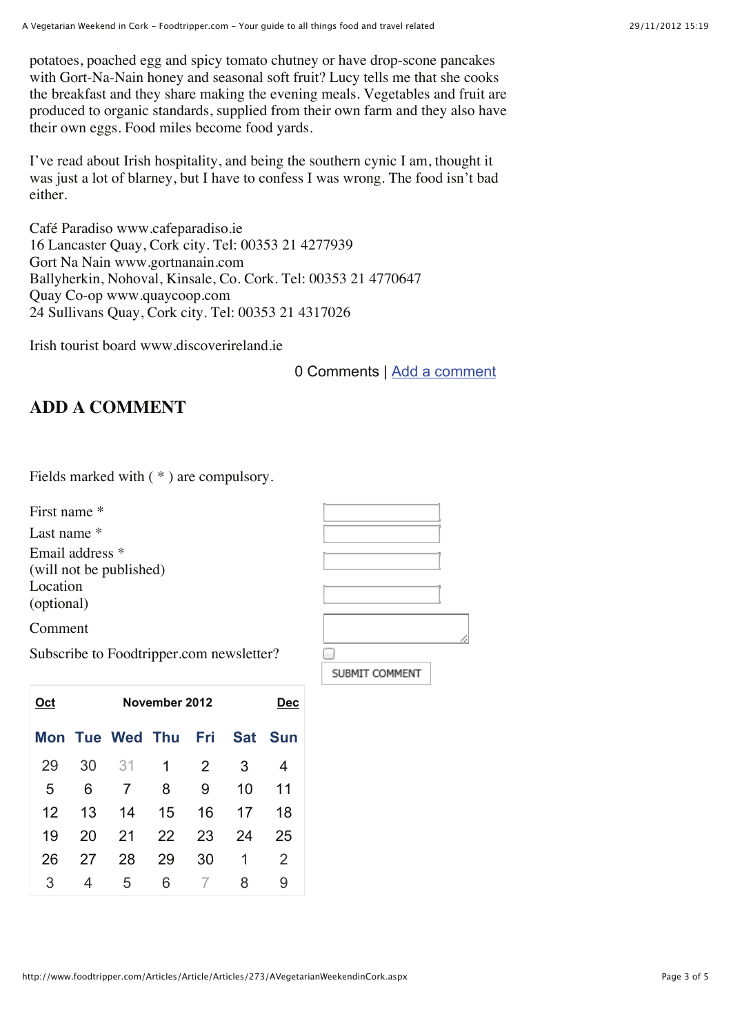potatoes, poached egg and spicy tomato chutney or have drop-scone pancakes with Gort-Na-Nain honey and seasonal soft fruit? Lucy tells me that she cooks the breakfast and they share making the evening meals. Vegetables and fruit are produced to organic standards, supplied from their own farm and they also have their own eggs. Food miles become food yards.

I've read about Irish hospitality, and being the southern cynic I am, thought it was just a lot of blarney, but I have to confess I was wrong. The food isn't bad either.

Café Paradiso www.cafeparadiso.ie
16 Lancaster Quay, Cork city. Tel: 00353 21 4277939
Gort Na Nain www.gortnanain.com
Ballyherkin, Nohoval, Kinsale, Co. Cork. Tel: 00353 21 4770647
Quay Co-op www.quaycoop.com
24 Sullivans Quay, Cork city. Tel: 00353 21 4317026

Irish tourist board www.discoverireland.ie

0 Comments | Add a comment

## ADD A COMMENT

Fields marked with ( * ) are compulsory.

First name *
Last name *
Email address *
(will not be published)
Location
(optional)
Comment
Subscribe to Foodtripper.com newsletter?

SUBMIT COMMENT

| Oct | | | November 2012 | | | Dec |
|---|---|---|---|---|---|---|
| Mon | Tue | Wed | Thu | Fri | Sat | Sun |
| 29 | 30 | 31 | 1 | 2 | 3 | 4 |
| 5 | 6 | 7 | 8 | 9 | 10 | 11 |
| 12 | 13 | 14 | 15 | 16 | 17 | 18 |
| 19 | 20 | 21 | 22 | 23 | 24 | 25 |
| 26 | 27 | 28 | 29 | 30 | 1 | 2 |
| 3 | 4 | 5 | 6 | 7 | 8 | 9 |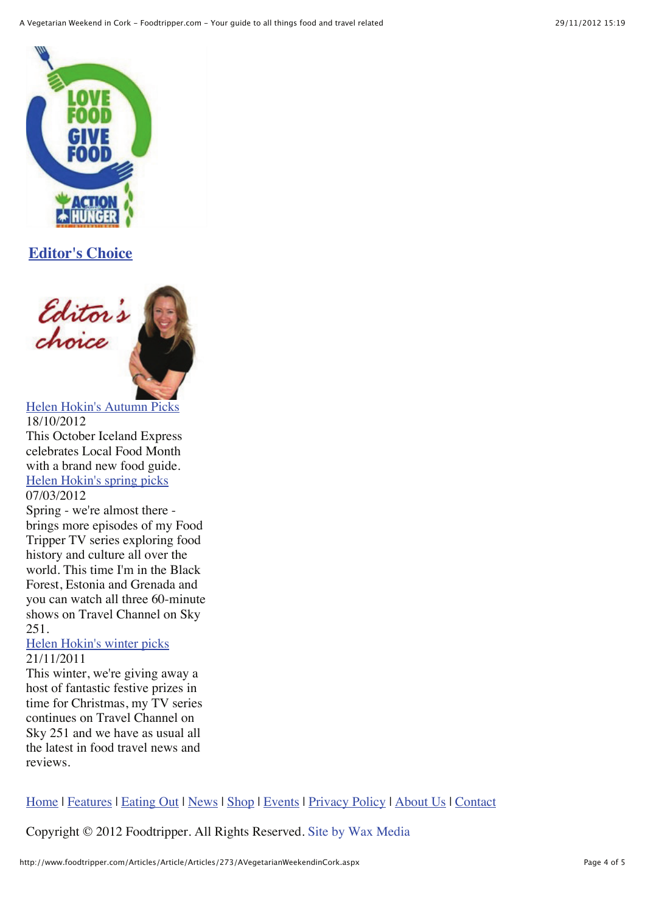## Editor's Choice

Helen Hokin's Autumn Picks
18/10/2012
This October Iceland Express celebrates Local Food Month with a brand new food guide.

Helen Hokin's spring picks
07/03/2012
Spring - we're almost there - brings more episodes of my Food Tripper TV series exploring food history and culture all over the world. This time I'm in the Black Forest, Estonia and Grenada and you can watch all three 60-minute shows on Travel Channel on Sky 251.

Helen Hokin's winter picks
21/11/2011
This winter, we're giving away a host of fantastic festive prizes in time for Christmas, my TV series continues on Travel Channel on Sky 251 and we have as usual all the latest in food travel news and reviews.

Home | Features | Eating Out | News | Shop | Events | Privacy Policy | About Us | Contact

Copyright © 2012 Foodtripper. All Rights Reserved. Site by Wax Media